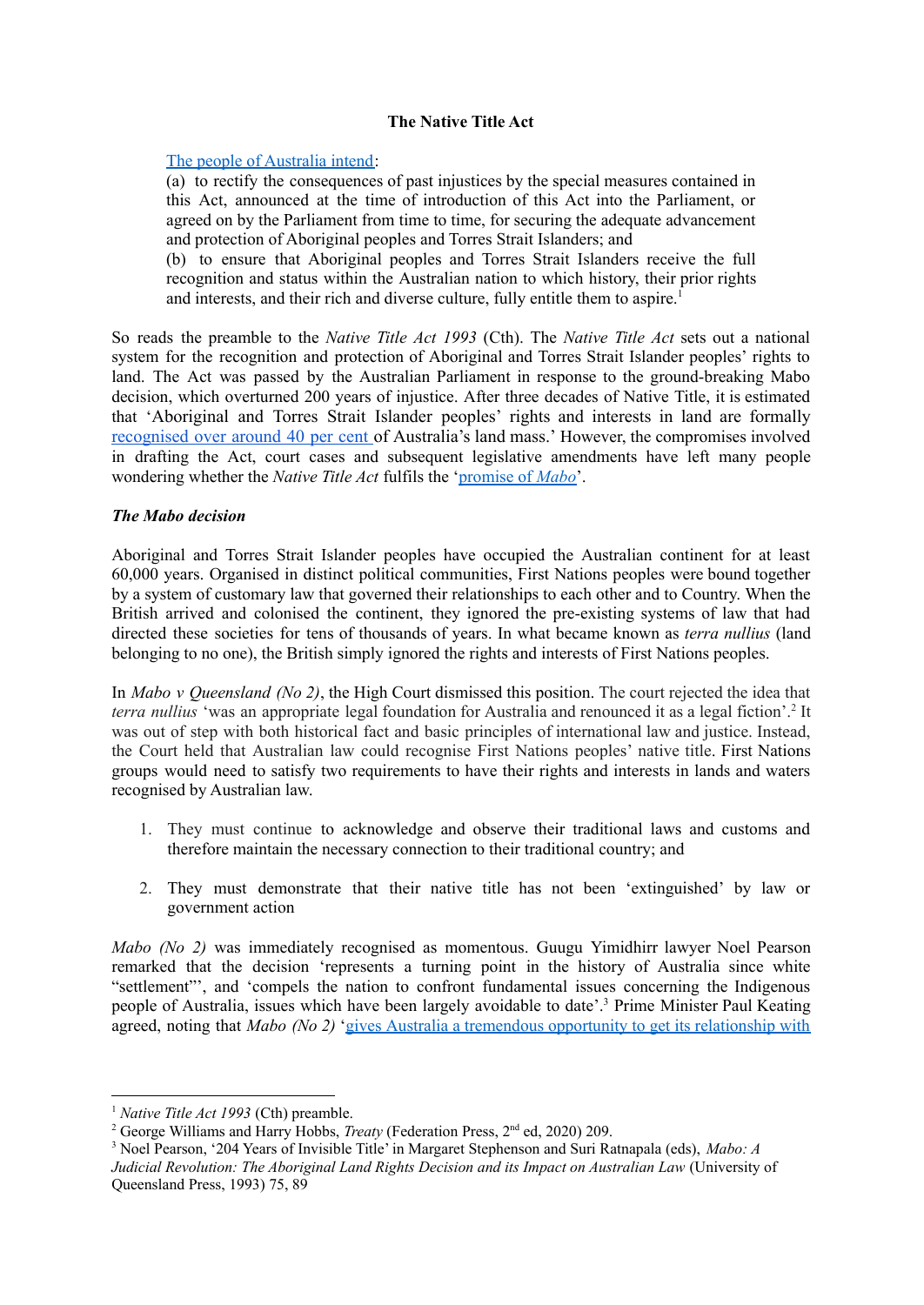**The Native Title Act**

> [The people of Australia intend](https://www.legislation.gov.au/):
> (a) to rectify the consequences of past injustices by the special measures contained in this Act, announced at the time of introduction of this Act into the Parliament, or agreed on by the Parliament from time to time, for securing the adequate advancement and protection of Aboriginal peoples and Torres Strait Islanders; and
> (b) to ensure that Aboriginal peoples and Torres Strait Islanders receive the full recognition and status within the Australian nation to which history, their prior rights and interests, and their rich and diverse culture, fully entitle them to aspire.[1]

So reads the preamble to the *Native Title Act 1993* (Cth). The *Native Title Act* sets out a national system for the recognition and protection of Aboriginal and Torres Strait Islander peoples' rights to land. The Act was passed by the Australian Parliament in response to the ground-breaking Mabo decision, which overturned 200 years of injustice. After three decades of Native Title, it is estimated that 'Aboriginal and Torres Strait Islander peoples' rights and interests in land are formally recognised over around 40 per cent of Australia's land mass.' However, the compromises involved in drafting the Act, court cases and subsequent legislative amendments have left many people wondering whether the *Native Title Act* fulfils the 'promise of *Mabo*'.

***The Mabo decision***

Aboriginal and Torres Strait Islander peoples have occupied the Australian continent for at least 60,000 years. Organised in distinct political communities, First Nations peoples were bound together by a system of customary law that governed their relationships to each other and to Country. When the British arrived and colonised the continent, they ignored the pre-existing systems of law that had directed these societies for tens of thousands of years. In what became known as *terra nullius* (land belonging to no one), the British simply ignored the rights and interests of First Nations peoples.

In *Mabo v Queensland (No 2)*, the High Court dismissed this position. The court rejected the idea that *terra nullius* 'was an appropriate legal foundation for Australia and renounced it as a legal fiction'.[2] It was out of step with both historical fact and basic principles of international law and justice. Instead, the Court held that Australian law could recognise First Nations peoples' native title. First Nations groups would need to satisfy two requirements to have their rights and interests in lands and waters recognised by Australian law.

1. They must continue to acknowledge and observe their traditional laws and customs and therefore maintain the necessary connection to their traditional country; and
2. They must demonstrate that their native title has not been 'extinguished' by law or government action

*Mabo (No 2)* was immediately recognised as momentous. Guugu Yimidhirr lawyer Noel Pearson remarked that the decision 'represents a turning point in the history of Australia since white "settlement"', and 'compels the nation to confront fundamental issues concerning the Indigenous people of Australia, issues which have been largely avoidable to date'.[3] Prime Minister Paul Keating agreed, noting that *Mabo (No 2)* 'gives Australia a tremendous opportunity to get its relationship with

---

[1] *Native Title Act 1993* (Cth) preamble.

[2] George Williams and Harry Hobbs, *Treaty* (Federation Press, 2nd ed, 2020) 209.

[3] Noel Pearson, '204 Years of Invisible Title' in Margaret Stephenson and Suri Ratnapala (eds), *Mabo: A Judicial Revolution: The Aboriginal Land Rights Decision and its Impact on Australian Law* (University of Queensland Press, 1993) 75, 89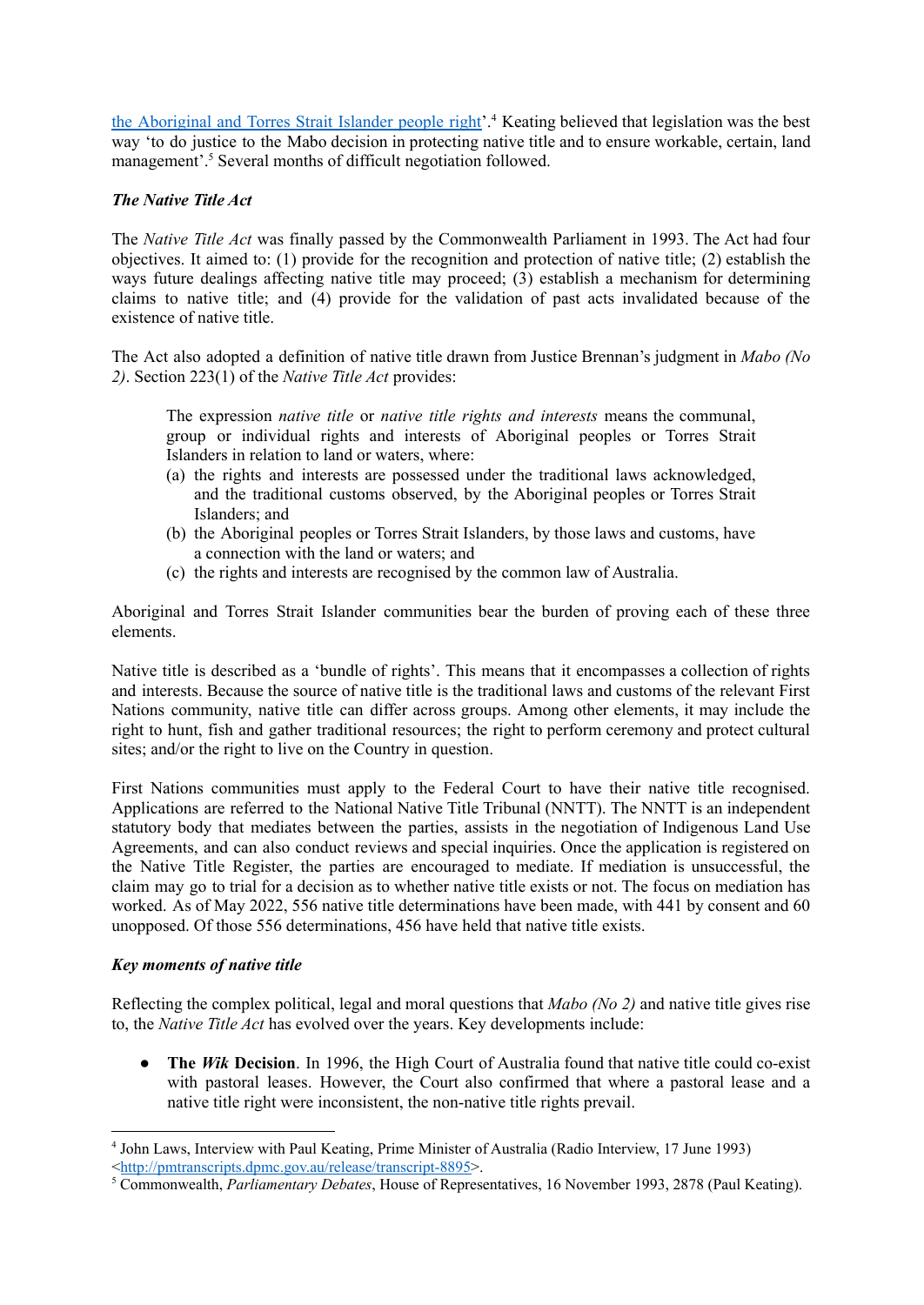[the Aboriginal and Torres Strait Islander people right](http://pmtranscripts.dpmc.gov.au/release/transcript-8895)'.[4] Keating believed that legislation was the best way 'to do justice to the Mabo decision in protecting native title and to ensure workable, certain, land management'.[5] Several months of difficult negotiation followed.

***The Native Title Act***

The *Native Title Act* was finally passed by the Commonwealth Parliament in 1993. The Act had four objectives. It aimed to: (1) provide for the recognition and protection of native title; (2) establish the ways future dealings affecting native title may proceed; (3) establish a mechanism for determining claims to native title; and (4) provide for the validation of past acts invalidated because of the existence of native title.

The Act also adopted a definition of native title drawn from Justice Brennan's judgment in *Mabo (No 2)*. Section 223(1) of the *Native Title Act* provides:

> The expression *native title* or *native title rights and interests* means the communal, group or individual rights and interests of Aboriginal peoples or Torres Strait Islanders in relation to land or waters, where:
> (a) the rights and interests are possessed under the traditional laws acknowledged, and the traditional customs observed, by the Aboriginal peoples or Torres Strait Islanders; and
> (b) the Aboriginal peoples or Torres Strait Islanders, by those laws and customs, have a connection with the land or waters; and
> (c) the rights and interests are recognised by the common law of Australia.

Aboriginal and Torres Strait Islander communities bear the burden of proving each of these three elements.

Native title is described as a 'bundle of rights'. This means that it encompasses a collection of rights and interests. Because the source of native title is the traditional laws and customs of the relevant First Nations community, native title can differ across groups. Among other elements, it may include the right to hunt, fish and gather traditional resources; the right to perform ceremony and protect cultural sites; and/or the right to live on the Country in question.

First Nations communities must apply to the Federal Court to have their native title recognised. Applications are referred to the National Native Title Tribunal (NNTT). The NNTT is an independent statutory body that mediates between the parties, assists in the negotiation of Indigenous Land Use Agreements, and can also conduct reviews and special inquiries. Once the application is registered on the Native Title Register, the parties are encouraged to mediate. If mediation is unsuccessful, the claim may go to trial for a decision as to whether native title exists or not. The focus on mediation has worked. As of May 2022, 556 native title determinations have been made, with 441 by consent and 60 unopposed. Of those 556 determinations, 456 have held that native title exists.

***Key moments of native title***

Reflecting the complex political, legal and moral questions that *Mabo (No 2)* and native title gives rise to, the *Native Title Act* has evolved over the years. Key developments include:

- **The *Wik* Decision**. In 1996, the High Court of Australia found that native title could co-exist with pastoral leases. However, the Court also confirmed that where a pastoral lease and a native title right were inconsistent, the non-native title rights prevail.

---

[4] John Laws, Interview with Paul Keating, Prime Minister of Australia (Radio Interview, 17 June 1993) <http://pmtranscripts.dpmc.gov.au/release/transcript-8895>.

[5] Commonwealth, *Parliamentary Debates*, House of Representatives, 16 November 1993, 2878 (Paul Keating).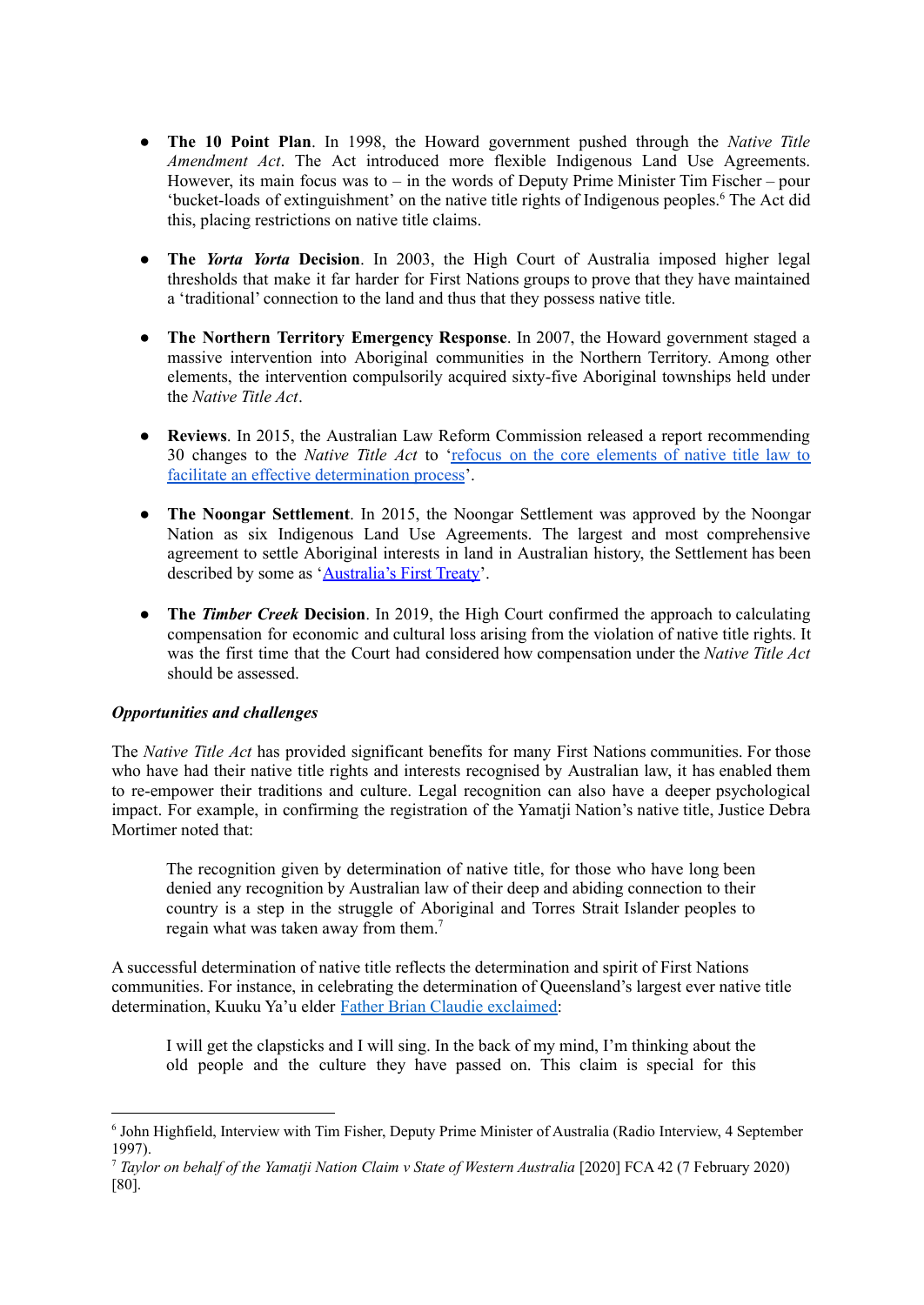- **The 10 Point Plan**. In 1998, the Howard government pushed through the *Native Title Amendment Act*. The Act introduced more flexible Indigenous Land Use Agreements. However, its main focus was to – in the words of Deputy Prime Minister Tim Fischer – pour 'bucket-loads of extinguishment' on the native title rights of Indigenous peoples.[6] The Act did this, placing restrictions on native title claims.

- **The *Yorta Yorta* Decision**. In 2003, the High Court of Australia imposed higher legal thresholds that make it far harder for First Nations groups to prove that they have maintained a 'traditional' connection to the land and thus that they possess native title.

- **The Northern Territory Emergency Response**. In 2007, the Howard government staged a massive intervention into Aboriginal communities in the Northern Territory. Among other elements, the intervention compulsorily acquired sixty-five Aboriginal townships held under the *Native Title Act*.

- **Reviews**. In 2015, the Australian Law Reform Commission released a report recommending 30 changes to the *Native Title Act* to '[refocus on the core elements of native title law to facilitate an effective determination process]'.

- **The Noongar Settlement**. In 2015, the Noongar Settlement was approved by the Noongar Nation as six Indigenous Land Use Agreements. The largest and most comprehensive agreement to settle Aboriginal interests in land in Australian history, the Settlement has been described by some as '[Australia's First Treaty]'.

- **The *Timber Creek* Decision**. In 2019, the High Court confirmed the approach to calculating compensation for economic and cultural loss arising from the violation of native title rights. It was the first time that the Court had considered how compensation under the *Native Title Act* should be assessed.

***Opportunities and challenges***

The *Native Title Act* has provided significant benefits for many First Nations communities. For those who have had their native title rights and interests recognised by Australian law, it has enabled them to re-empower their traditions and culture. Legal recognition can also have a deeper psychological impact. For example, in confirming the registration of the Yamatji Nation's native title, Justice Debra Mortimer noted that:

> The recognition given by determination of native title, for those who have long been denied any recognition by Australian law of their deep and abiding connection to their country is a step in the struggle of Aboriginal and Torres Strait Islander peoples to regain what was taken away from them.[7]

A successful determination of native title reflects the determination and spirit of First Nations communities. For instance, in celebrating the determination of Queensland's largest ever native title determination, Kuuku Ya'u elder [Father Brian Claudie exclaimed]:

> I will get the clapsticks and I will sing. In the back of my mind, I'm thinking about the old people and the culture they have passed on. This claim is special for this

---

[6] John Highfield, Interview with Tim Fisher, Deputy Prime Minister of Australia (Radio Interview, 4 September 1997).

[7] *Taylor on behalf of the Yamatji Nation Claim v State of Western Australia* [2020] FCA 42 (7 February 2020) [80].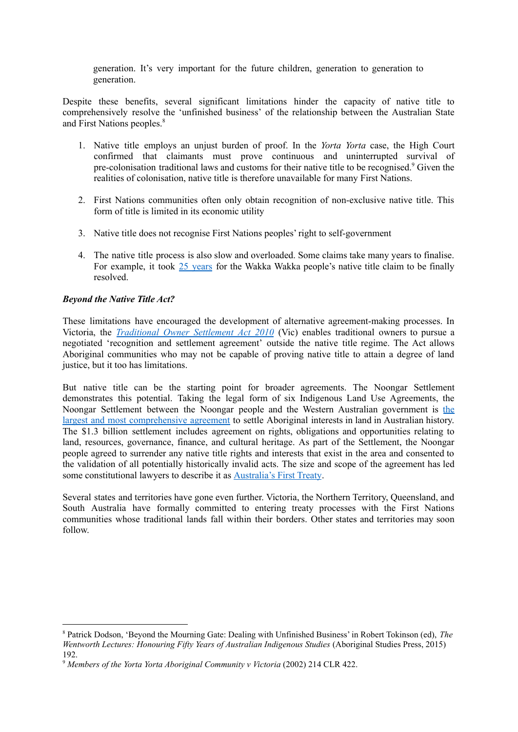generation. It's very important for the future children, generation to generation to generation.

Despite these benefits, several significant limitations hinder the capacity of native title to comprehensively resolve the 'unfinished business' of the relationship between the Australian State and First Nations peoples.[8]

1. Native title employs an unjust burden of proof. In the *Yorta Yorta* case, the High Court confirmed that claimants must prove continuous and uninterrupted survival of pre-colonisation traditional laws and customs for their native title to be recognised.[9] Given the realities of colonisation, native title is therefore unavailable for many First Nations.

2. First Nations communities often only obtain recognition of non-exclusive native title. This form of title is limited in its economic utility

3. Native title does not recognise First Nations peoples' right to self-government

4. The native title process is also slow and overloaded. Some claims take many years to finalise. For example, it took 25 years for the Wakka Wakka people's native title claim to be finally resolved.

***Beyond the Native Title Act?***

These limitations have encouraged the development of alternative agreement-making processes. In Victoria, the *Traditional Owner Settlement Act 2010* (Vic) enables traditional owners to pursue a negotiated 'recognition and settlement agreement' outside the native title regime. The Act allows Aboriginal communities who may not be capable of proving native title to attain a degree of land justice, but it too has limitations.

But native title can be the starting point for broader agreements. The Noongar Settlement demonstrates this potential. Taking the legal form of six Indigenous Land Use Agreements, the Noongar Settlement between the Noongar people and the Western Australian government is the largest and most comprehensive agreement to settle Aboriginal interests in land in Australian history. The $1.3 billion settlement includes agreement on rights, obligations and opportunities relating to land, resources, governance, finance, and cultural heritage. As part of the Settlement, the Noongar people agreed to surrender any native title rights and interests that exist in the area and consented to the validation of all potentially historically invalid acts. The size and scope of the agreement has led some constitutional lawyers to describe it as Australia's First Treaty.

Several states and territories have gone even further. Victoria, the Northern Territory, Queensland, and South Australia have formally committed to entering treaty processes with the First Nations communities whose traditional lands fall within their borders. Other states and territories may soon follow.

---

[8] Patrick Dodson, 'Beyond the Mourning Gate: Dealing with Unfinished Business' in Robert Tokinson (ed), *The Wentworth Lectures: Honouring Fifty Years of Australian Indigenous Studies* (Aboriginal Studies Press, 2015) 192.

[9] *Members of the Yorta Yorta Aboriginal Community v Victoria* (2002) 214 CLR 422.